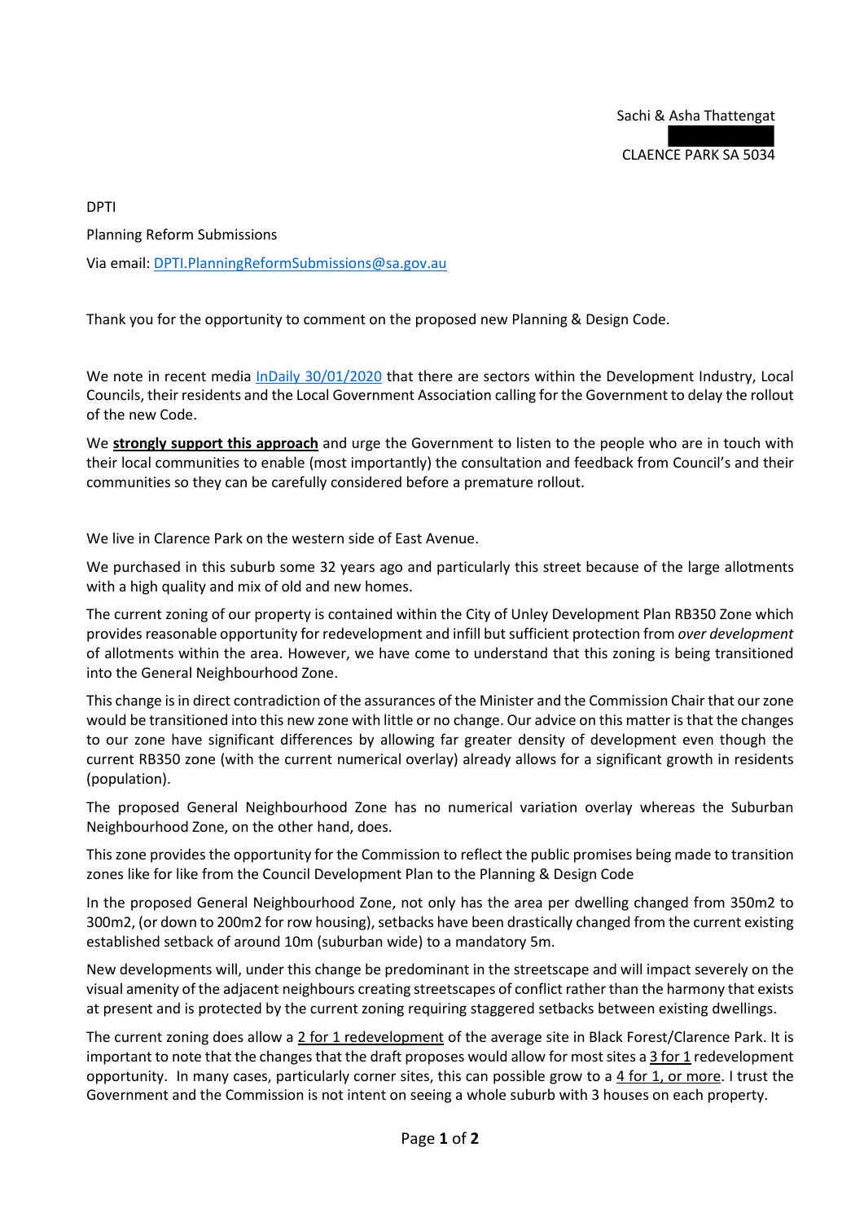Sachi & Asha Thattengat

CLAENCE PARK SA 5034

DPTI

Planning Reform Submissions

Via email: DPTI.PlanningReformSubmissions@sa.gov.au

Thank you for the opportunity to comment on the proposed new Planning & Design Code.

We note in recent media InDaily 30/01/2020 that there are sectors within the Development Industry, Local Councils, their residents and the Local Government Association calling for the Government to delay the rollout of the new Code.

We **strongly support this approach** and urge the Government to listen to the people who are in touch with their local communities to enable (most importantly) the consultation and feedback from Council's and their communities so they can be carefully considered before a premature rollout.

We live in Clarence Park on the western side of East Avenue.

We purchased in this suburb some 32 years ago and particularly this street because of the large allotments with a high quality and mix of old and new homes.

The current zoning of our property is contained within the City of Unley Development Plan RB350 Zone which provides reasonable opportunity for redevelopment and infill but sufficient protection from *over development* of allotments within the area. However, we have come to understand that this zoning is being transitioned into the General Neighbourhood Zone.

This change is in direct contradiction of the assurances of the Minister and the Commission Chair that our zone would be transitioned into this new zone with little or no change. Our advice on this matter is that the changes to our zone have significant differences by allowing far greater density of development even though the current RB350 zone (with the current numerical overlay) already allows for a significant growth in residents (population).

The proposed General Neighbourhood Zone has no numerical variation overlay whereas the Suburban Neighbourhood Zone, on the other hand, does.

This zone provides the opportunity for the Commission to reflect the public promises being made to transition zones like for like from the Council Development Plan to the Planning & Design Code

In the proposed General Neighbourhood Zone, not only has the area per dwelling changed from 350m2 to 300m2, (or down to 200m2 for row housing), setbacks have been drastically changed from the current existing established setback of around 10m (suburban wide) to a mandatory 5m.

New developments will, under this change be predominant in the streetscape and will impact severely on the visual amenity of the adjacent neighbours creating streetscapes of conflict rather than the harmony that exists at present and is protected by the current zoning requiring staggered setbacks between existing dwellings.

The current zoning does allow a 2 for 1 redevelopment of the average site in Black Forest/Clarence Park. It is important to note that the changes that the draft proposes would allow for most sites a 3 for 1 redevelopment opportunity. In many cases, particularly corner sites, this can possible grow to a 4 for 1, or more. I trust the Government and the Commission is not intent on seeing a whole suburb with 3 houses on each property.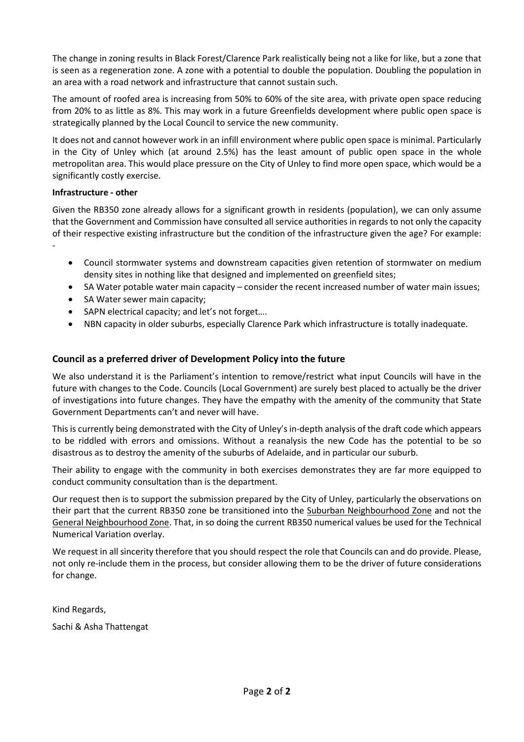The change in zoning results in Black Forest/Clarence Park realistically being not a like for like, but a zone that is seen as a regeneration zone. A zone with a potential to double the population. Doubling the population in an area with a road network and infrastructure that cannot sustain such.

The amount of roofed area is increasing from 50% to 60% of the site area, with private open space reducing from 20% to as little as 8%. This may work in a future Greenfields development where public open space is strategically planned by the Local Council to service the new community.

It does not and cannot however work in an infill environment where public open space is minimal. Particularly in the City of Unley which (at around 2.5%) has the least amount of public open space in the whole metropolitan area. This would place pressure on the City of Unley to find more open space, which would be a significantly costly exercise.

**Infrastructure - other**

Given the RB350 zone already allows for a significant growth in residents (population), we can only assume that the Government and Commission have consulted all service authorities in regards to not only the capacity of their respective existing infrastructure but the condition of the infrastructure given the age? For example: -

- Council stormwater systems and downstream capacities given retention of stormwater on medium density sites in nothing like that designed and implemented on greenfield sites;
- SA Water potable water main capacity – consider the recent increased number of water main issues;
- SA Water sewer main capacity;
- SAPN electrical capacity; and let's not forget….
- NBN capacity in older suburbs, especially Clarence Park which infrastructure is totally inadequate.

## Council as a preferred driver of Development Policy into the future

We also understand it is the Parliament's intention to remove/restrict what input Councils will have in the future with changes to the Code. Councils (Local Government) are surely best placed to actually be the driver of investigations into future changes. They have the empathy with the amenity of the community that State Government Departments can't and never will have.

This is currently being demonstrated with the City of Unley's in-depth analysis of the draft code which appears to be riddled with errors and omissions. Without a reanalysis the new Code has the potential to be so disastrous as to destroy the amenity of the suburbs of Adelaide, and in particular our suburb.

Their ability to engage with the community in both exercises demonstrates they are far more equipped to conduct community consultation than is the department.

Our request then is to support the submission prepared by the City of Unley, particularly the observations on their part that the current RB350 zone be transitioned into the Suburban Neighbourhood Zone and not the General Neighbourhood Zone. That, in so doing the current RB350 numerical values be used for the Technical Numerical Variation overlay.

We request in all sincerity therefore that you should respect the role that Councils can and do provide. Please, not only re-include them in the process, but consider allowing them to be the driver of future considerations for change.

Kind Regards,

Sachi & Asha Thattengat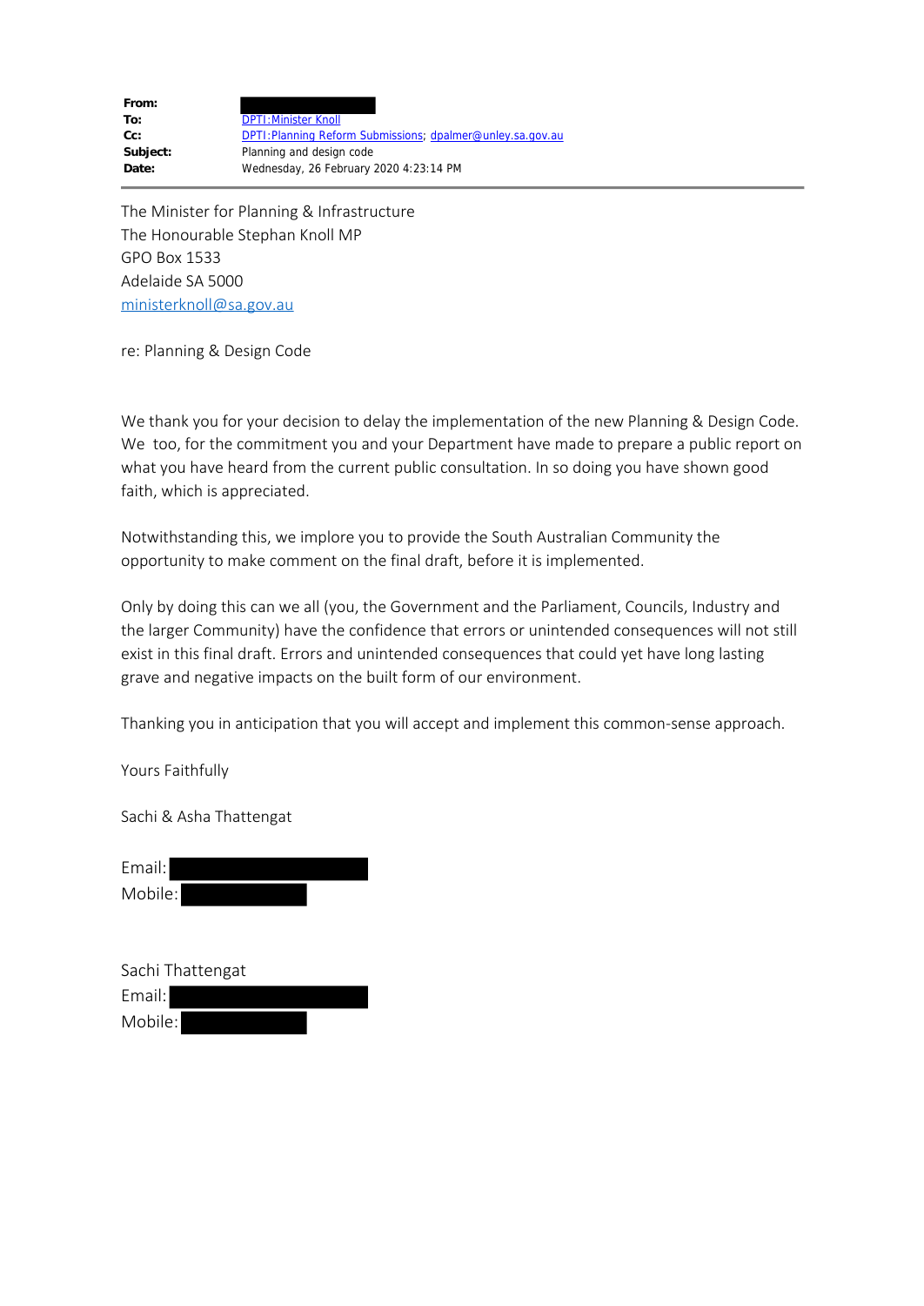| | |
|---|---|
| **From:** | |
| **To:** | DPTI:Minister Knoll |
| **Cc:** | DPTI:Planning Reform Submissions; dpalmer@unley.sa.gov.au |
| **Subject:** | Planning and design code |
| **Date:** | Wednesday, 26 February 2020 4:23:14 PM |

The Minister for Planning & Infrastructure
The Honourable Stephan Knoll MP
GPO Box 1533
Adelaide SA 5000
ministerknoll@sa.gov.au

re: Planning & Design Code

We thank you for your decision to delay the implementation of the new Planning & Design Code. We too, for the commitment you and your Department have made to prepare a public report on what you have heard from the current public consultation. In so doing you have shown good faith, which is appreciated.

Notwithstanding this, we implore you to provide the South Australian Community the opportunity to make comment on the final draft, before it is implemented.

Only by doing this can we all (you, the Government and the Parliament, Councils, Industry and the larger Community) have the confidence that errors or unintended consequences will not still exist in this final draft. Errors and unintended consequences that could yet have long lasting grave and negative impacts on the built form of our environment.

Thanking you in anticipation that you will accept and implement this common-sense approach.

Yours Faithfully

Sachi & Asha Thattengat

Email:
Mobile:

Sachi Thattengat
Email:
Mobile: